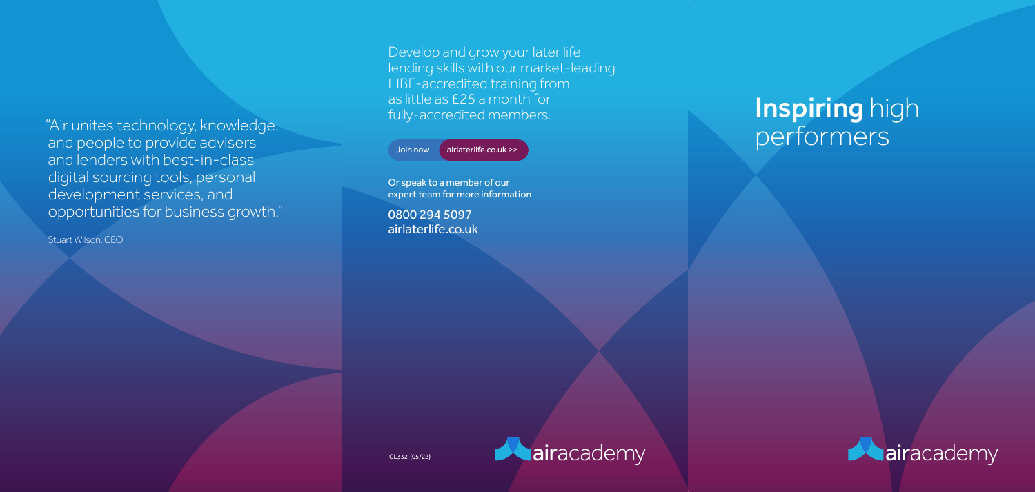"Air unites technology, knowledge, and people to provide advisers and lenders with best-in-class digital sourcing tools, personal development services, and opportunities for business growth."

Stuart Wilson, CEO

Develop and grow your later life lending skills with our market-leading LIBF-accredited training from as little as £25 a month for fully-accredited members.

Join now airlaterlife.co.uk >>

Or speak to a member of our expert team for more information

0800 294 5097
airlaterlife.co.uk

CL332 (05/22)

airacademy

# **Inspiring** high performers

airacademy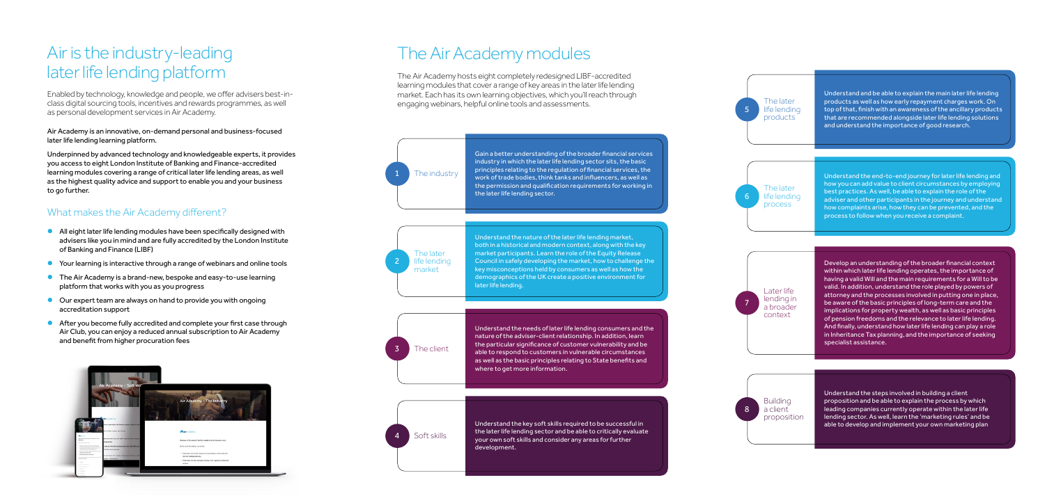# Air is the industry-leading later life lending platform

Enabled by technology, knowledge and people, we offer advisers best-in-class digital sourcing tools, incentives and rewards programmes, as well as personal development services in Air Academy.

Air Academy is an innovative, on-demand personal and business-focused later life lending learning platform.

Underpinned by advanced technology and knowledgeable experts, it provides you access to eight London Institute of Banking and Finance-accredited learning modules covering a range of critical later life lending areas, as well as the highest quality advice and support to enable you and your business to go further.

## What makes the Air Academy different?

- All eight later life lending modules have been specifically designed with advisers like you in mind and are fully accredited by the London Institute of Banking and Finance (LIBF)
- Your learning is interactive through a range of webinars and online tools
- The Air Academy is a brand-new, bespoke and easy-to-use learning platform that works with you as you progress
- Our expert team are always on hand to provide you with ongoing accreditation support
- After you become fully accredited and complete your first case through Air Club, you can enjoy a reduced annual subscription to Air Academy and benefit from higher procuration fees

# The Air Academy modules

The Air Academy hosts eight completely redesigned LIBF-accredited learning modules that cover a range of key areas in the later life lending market. Each has its own learning objectives, which you'll reach through engaging webinars, helpful online tools and assessments.

### 1 The industry

Gain a better understanding of the broader financial services industry in which the later life lending sector sits, the basic principles relating to the regulation of financial services, the work of trade bodies, think tanks and influencers, as well as the permission and qualification requirements for working in the later life lending sector.

### 2 The later life lending market

Understand the nature of the later life lending market, both in a historical and modern context, along with the key market participants. Learn the role of the Equity Release Council in safely developing the market, how to challenge the key misconceptions held by consumers as well as how the demographics of the UK create a positive environment for later life lending.

### 3 The client

Understand the needs of later life lending consumers and the nature of the adviser-client relationship. In addition, learn the particular significance of customer vulnerability and be able to respond to customers in vulnerable circumstances as well as the basic principles relating to State benefits and where to get more information.

### 4 Soft skills

Understand the key soft skills required to be successful in the later life lending sector and be able to critically evaluate your own soft skills and consider any areas for further development.

### 5 The later life lending products

Understand and be able to explain the main later life lending products as well as how early repayment charges work. On top of that, finish with an awareness of the ancillary products that are recommended alongside later life lending solutions and understand the importance of good research.

### 6 The later life lending process

Understand the end-to-end journey for later life lending and how you can add value to client circumstances by employing best practices. As well, be able to explain the role of the adviser and other participants in the journey and understand how complaints arise, how they can be prevented, and the process to follow when you receive a complaint.

### 7 Later life lending in a broader context

Develop an understanding of the broader financial context within which later life lending operates, the importance of having a valid Will and the main requirements for a Will to be valid. In addition, understand the role played by powers of attorney and the processes involved in putting one in place, be aware of the basic principles of long-term care and the implications for property wealth, as well as basic principles of pension freedoms and the relevance to later life lending. And finally, understand how later life lending can play a role in Inheritance Tax planning, and the importance of seeking specialist assistance.

### 8 Building a client proposition

Understand the steps involved in building a client proposition and be able to explain the process by which leading companies currently operate within the later life lending sector. As well, learn the 'marketing rules' and be able to develop and implement your own marketing plan